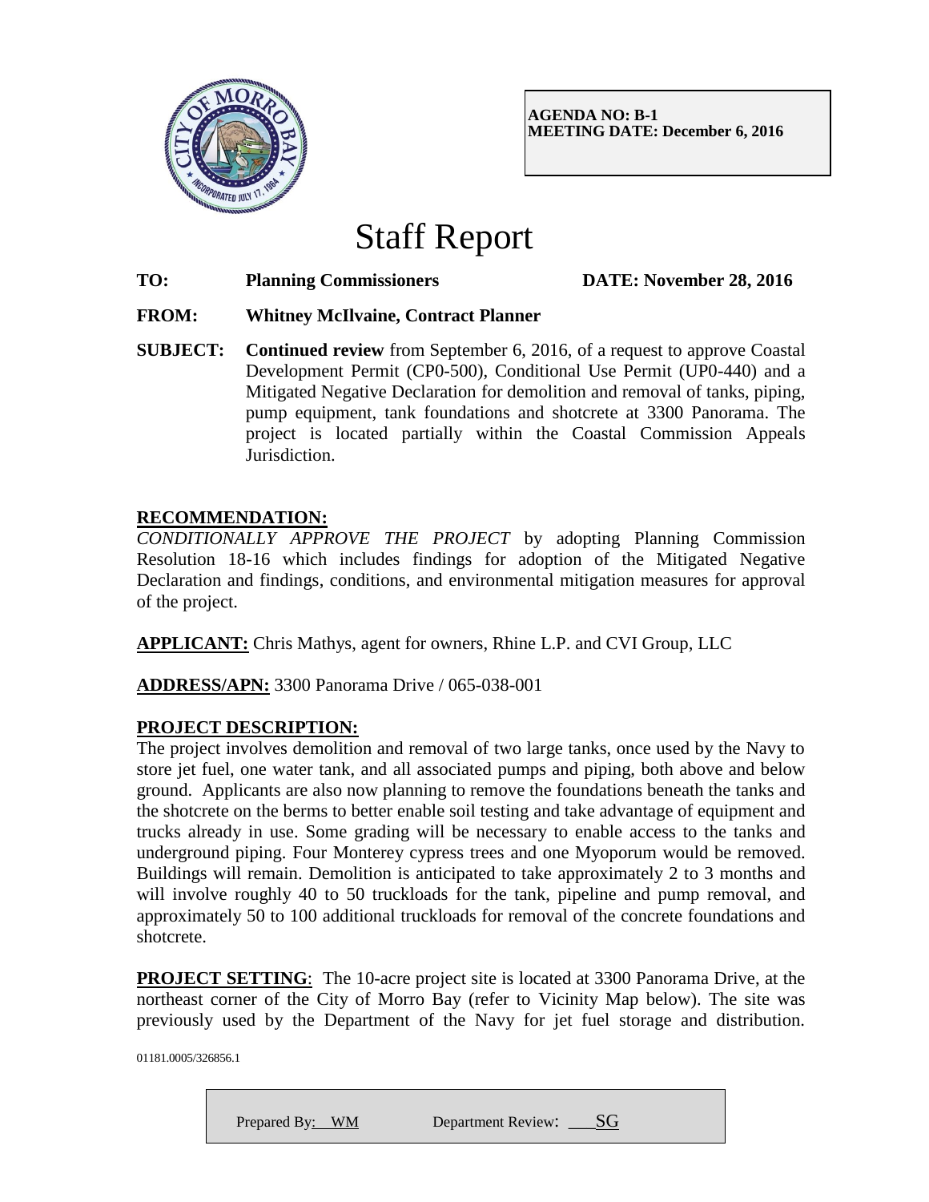**AGENDA NO: B-1**
**MEETING DATE: December 6, 2016**

# Staff Report

**TO:** **Planning Commissioners** **DATE: November 28, 2016**

**FROM:** **Whitney McIlvaine, Contract Planner**

**SUBJECT:** **Continued review** from September 6, 2016, of a request to approve Coastal Development Permit (CP0-500), Conditional Use Permit (UP0-440) and a Mitigated Negative Declaration for demolition and removal of tanks, piping, pump equipment, tank foundations and shotcrete at 3300 Panorama. The project is located partially within the Coastal Commission Appeals Jurisdiction.

## RECOMMENDATION:

*CONDITIONALLY APPROVE THE PROJECT* by adopting Planning Commission Resolution 18-16 which includes findings for adoption of the Mitigated Negative Declaration and findings, conditions, and environmental mitigation measures for approval of the project.

**APPLICANT:** Chris Mathys, agent for owners, Rhine L.P. and CVI Group, LLC

**ADDRESS/APN:** 3300 Panorama Drive / 065-038-001

## PROJECT DESCRIPTION:

The project involves demolition and removal of two large tanks, once used by the Navy to store jet fuel, one water tank, and all associated pumps and piping, both above and below ground. Applicants are also now planning to remove the foundations beneath the tanks and the shotcrete on the berms to better enable soil testing and take advantage of equipment and trucks already in use. Some grading will be necessary to enable access to the tanks and underground piping. Four Monterey cypress trees and one Myoporum would be removed. Buildings will remain. Demolition is anticipated to take approximately 2 to 3 months and will involve roughly 40 to 50 truckloads for the tank, pipeline and pump removal, and approximately 50 to 100 additional truckloads for removal of the concrete foundations and shotcrete.

**PROJECT SETTING**: The 10-acre project site is located at 3300 Panorama Drive, at the northeast corner of the City of Morro Bay (refer to Vicinity Map below). The site was previously used by the Department of the Navy for jet fuel storage and distribution.

01181.0005/326856.1

Prepared By: WM Department Review: SG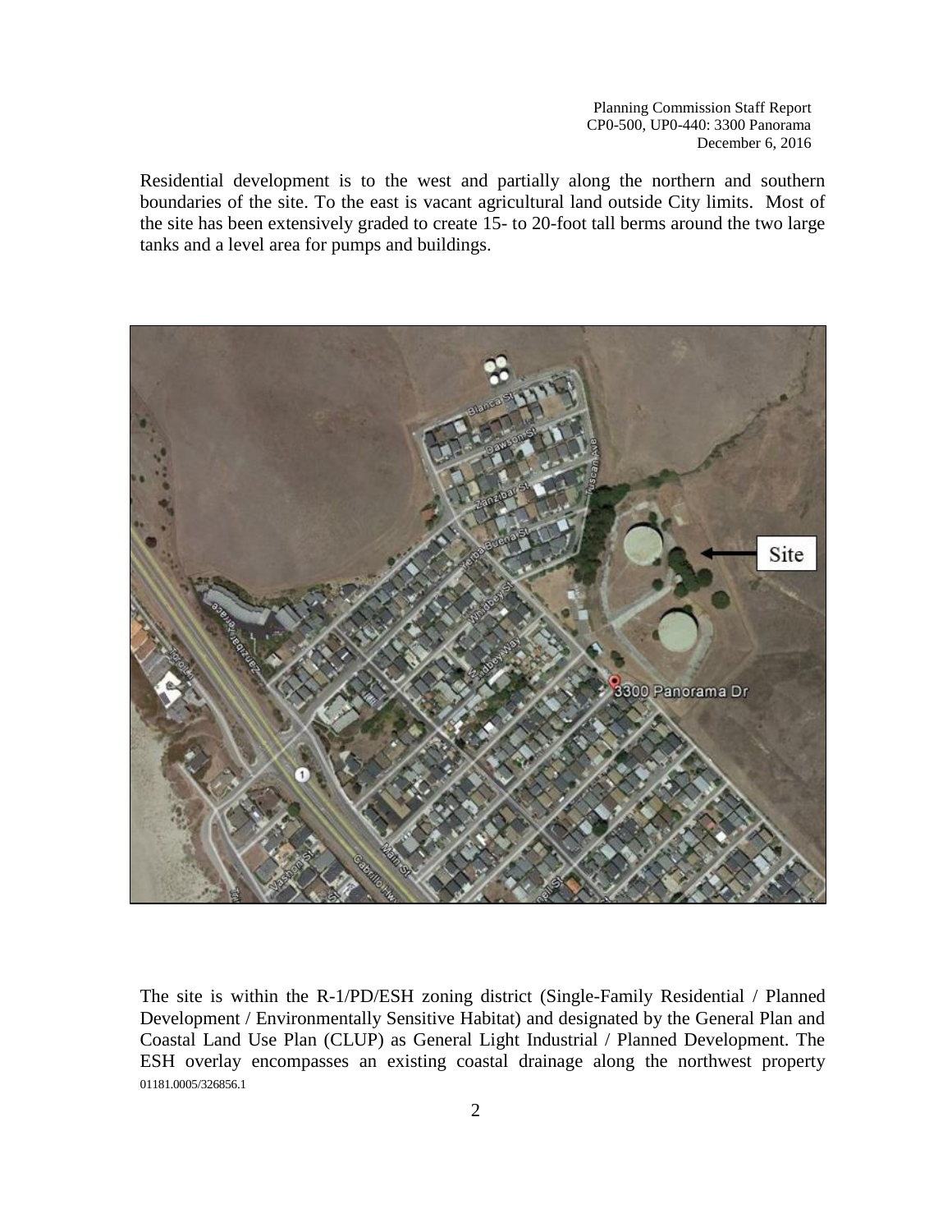Residential development is to the west and partially along the northern and southern boundaries of the site. To the east is vacant agricultural land outside City limits. Most of the site has been extensively graded to create 15- to 20-foot tall berms around the two large tanks and a level area for pumps and buildings.

The site is within the R-1/PD/ESH zoning district (Single-Family Residential / Planned Development / Environmentally Sensitive Habitat) and designated by the General Plan and Coastal Land Use Plan (CLUP) as General Light Industrial / Planned Development. The ESH overlay encompasses an existing coastal drainage along the northwest property

01181.0005/326856.1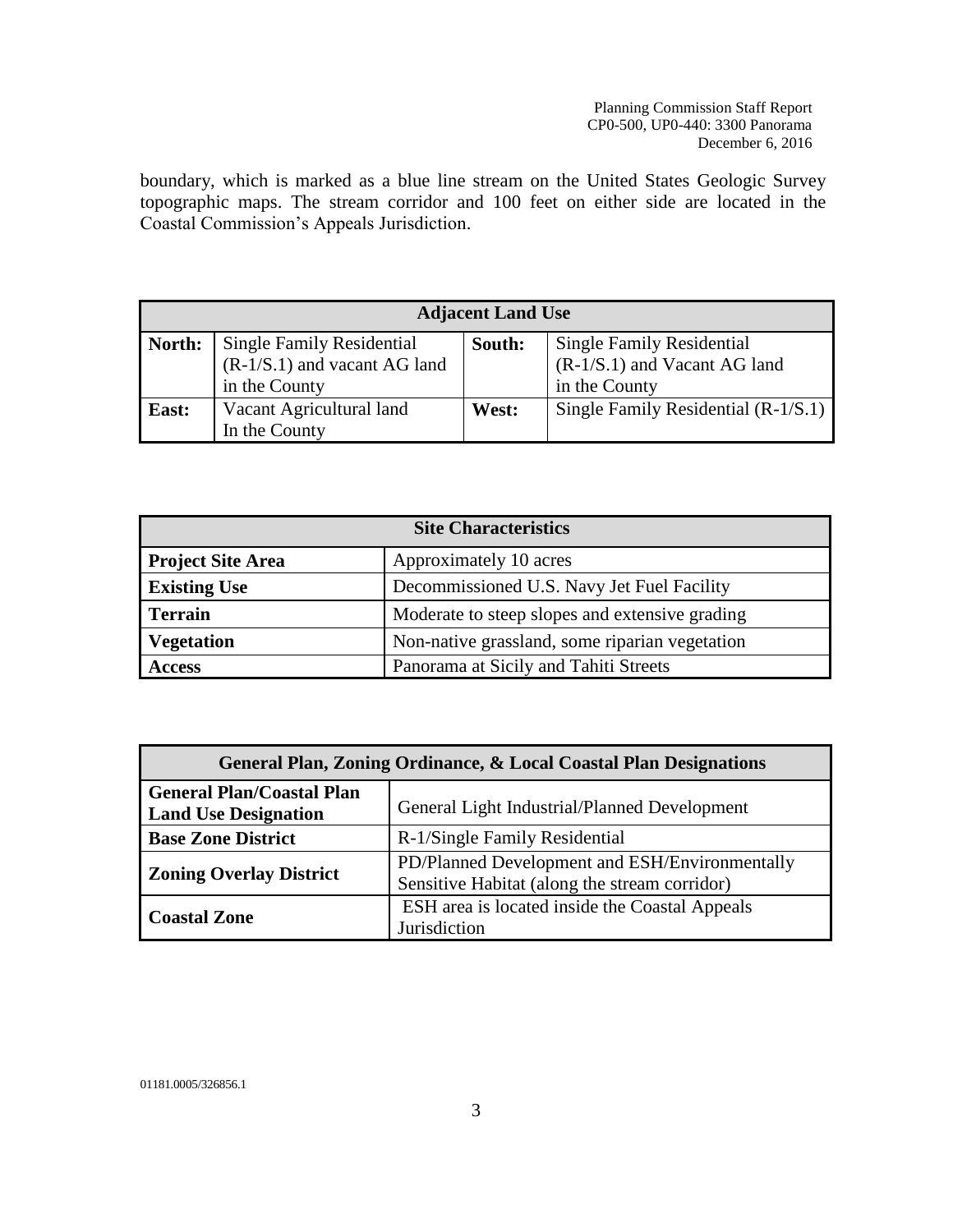boundary, which is marked as a blue line stream on the United States Geologic Survey topographic maps. The stream corridor and 100 feet on either side are located in the Coastal Commission's Appeals Jurisdiction.

| Adjacent Land Use | | | |
|---|---|---|---|
| **North:** | Single Family Residential (R-1/S.1) and vacant AG land in the County | **South:** | Single Family Residential (R-1/S.1) and Vacant AG land in the County |
| **East:** | Vacant Agricultural land In the County | **West:** | Single Family Residential (R-1/S.1) |

| Site Characteristics | |
|---|---|
| **Project Site Area** | Approximately 10 acres |
| **Existing Use** | Decommissioned U.S. Navy Jet Fuel Facility |
| **Terrain** | Moderate to steep slopes and extensive grading |
| **Vegetation** | Non-native grassland, some riparian vegetation |
| **Access** | Panorama at Sicily and Tahiti Streets |

| General Plan, Zoning Ordinance, & Local Coastal Plan Designations | |
|---|---|
| **General Plan/Coastal Plan Land Use Designation** | General Light Industrial/Planned Development |
| **Base Zone District** | R-1/Single Family Residential |
| **Zoning Overlay District** | PD/Planned Development and ESH/Environmentally Sensitive Habitat (along the stream corridor) |
| **Coastal Zone** | ESH area is located inside the Coastal Appeals Jurisdiction |

01181.0005/326856.1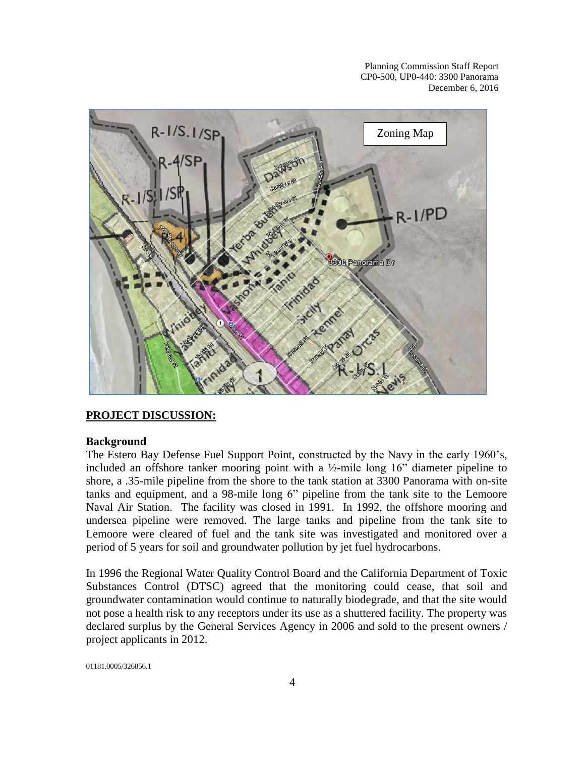## PROJECT DISCUSSION:

### Background

The Estero Bay Defense Fuel Support Point, constructed by the Navy in the early 1960's, included an offshore tanker mooring point with a ½-mile long 16" diameter pipeline to shore, a .35-mile pipeline from the shore to the tank station at 3300 Panorama with on-site tanks and equipment, and a 98-mile long 6" pipeline from the tank site to the Lemoore Naval Air Station. The facility was closed in 1991. In 1992, the offshore mooring and undersea pipeline were removed. The large tanks and pipeline from the tank site to Lemoore were cleared of fuel and the tank site was investigated and monitored over a period of 5 years for soil and groundwater pollution by jet fuel hydrocarbons.

In 1996 the Regional Water Quality Control Board and the California Department of Toxic Substances Control (DTSC) agreed that the monitoring could cease, that soil and groundwater contamination would continue to naturally biodegrade, and that the site would not pose a health risk to any receptors under its use as a shuttered facility. The property was declared surplus by the General Services Agency in 2006 and sold to the present owners / project applicants in 2012.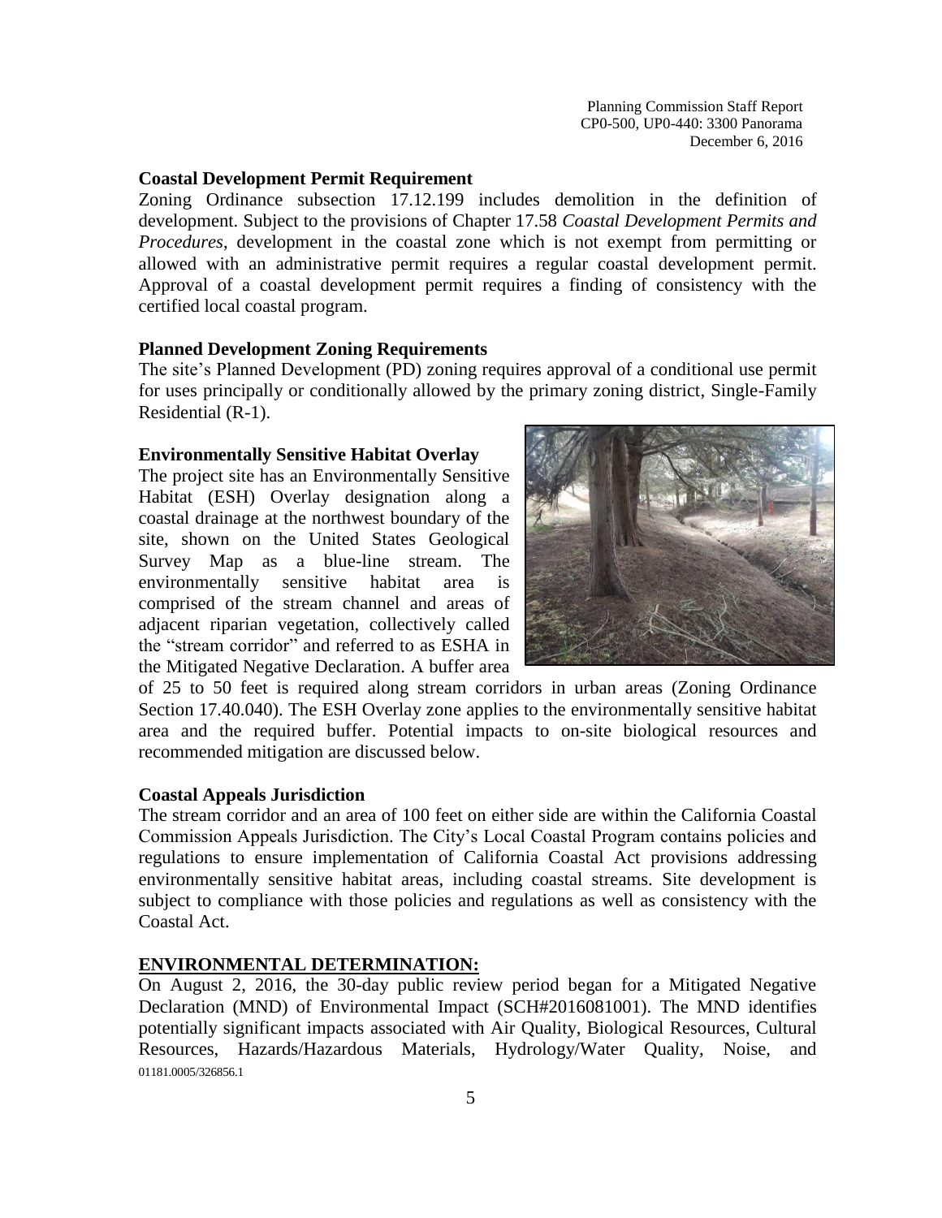**Coastal Development Permit Requirement**

Zoning Ordinance subsection 17.12.199 includes demolition in the definition of development. Subject to the provisions of Chapter 17.58 *Coastal Development Permits and Procedures*, development in the coastal zone which is not exempt from permitting or allowed with an administrative permit requires a regular coastal development permit. Approval of a coastal development permit requires a finding of consistency with the certified local coastal program.

**Planned Development Zoning Requirements**

The site's Planned Development (PD) zoning requires approval of a conditional use permit for uses principally or conditionally allowed by the primary zoning district, Single-Family Residential (R-1).

**Environmentally Sensitive Habitat Overlay**

The project site has an Environmentally Sensitive Habitat (ESH) Overlay designation along a coastal drainage at the northwest boundary of the site, shown on the United States Geological Survey Map as a blue-line stream. The environmentally sensitive habitat area is comprised of the stream channel and areas of adjacent riparian vegetation, collectively called the "stream corridor" and referred to as ESHA in the Mitigated Negative Declaration. A buffer area of 25 to 50 feet is required along stream corridors in urban areas (Zoning Ordinance Section 17.40.040). The ESH Overlay zone applies to the environmentally sensitive habitat area and the required buffer. Potential impacts to on-site biological resources and recommended mitigation are discussed below.

**Coastal Appeals Jurisdiction**

The stream corridor and an area of 100 feet on either side are within the California Coastal Commission Appeals Jurisdiction. The City's Local Coastal Program contains policies and regulations to ensure implementation of California Coastal Act provisions addressing environmentally sensitive habitat areas, including coastal streams. Site development is subject to compliance with those policies and regulations as well as consistency with the Coastal Act.

## ENVIRONMENTAL DETERMINATION:

On August 2, 2016, the 30-day public review period began for a Mitigated Negative Declaration (MND) of Environmental Impact (SCH#2016081001). The MND identifies potentially significant impacts associated with Air Quality, Biological Resources, Cultural Resources, Hazards/Hazardous Materials, Hydrology/Water Quality, Noise, and

01181.0005/326856.1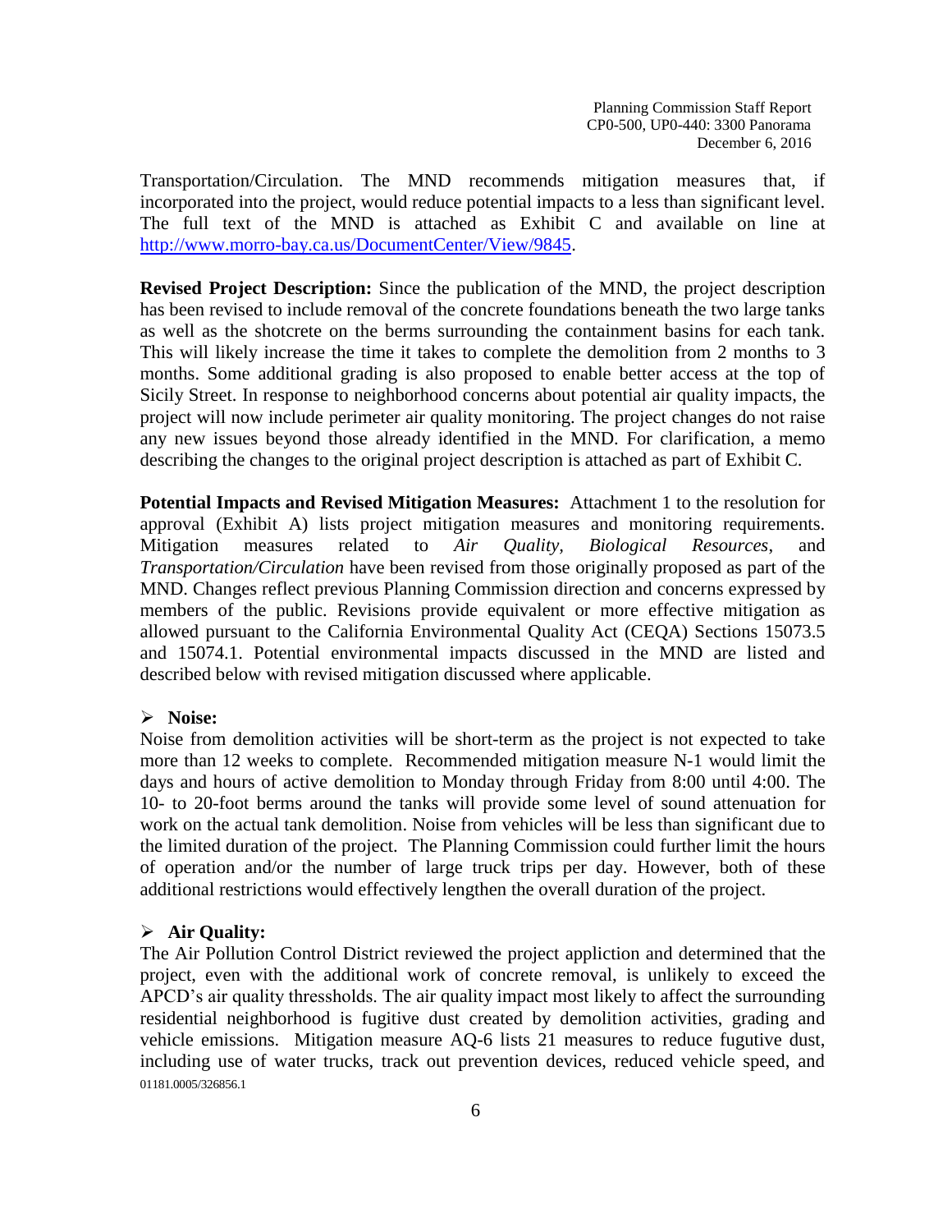Transportation/Circulation. The MND recommends mitigation measures that, if incorporated into the project, would reduce potential impacts to a less than significant level. The full text of the MND is attached as Exhibit C and available on line at http://www.morro-bay.ca.us/DocumentCenter/View/9845.

**Revised Project Description:** Since the publication of the MND, the project description has been revised to include removal of the concrete foundations beneath the two large tanks as well as the shotcrete on the berms surrounding the containment basins for each tank. This will likely increase the time it takes to complete the demolition from 2 months to 3 months. Some additional grading is also proposed to enable better access at the top of Sicily Street. In response to neighborhood concerns about potential air quality impacts, the project will now include perimeter air quality monitoring. The project changes do not raise any new issues beyond those already identified in the MND. For clarification, a memo describing the changes to the original project description is attached as part of Exhibit C.

**Potential Impacts and Revised Mitigation Measures:** Attachment 1 to the resolution for approval (Exhibit A) lists project mitigation measures and monitoring requirements. Mitigation measures related to *Air Quality*, *Biological Resources*, and *Transportation/Circulation* have been revised from those originally proposed as part of the MND. Changes reflect previous Planning Commission direction and concerns expressed by members of the public. Revisions provide equivalent or more effective mitigation as allowed pursuant to the California Environmental Quality Act (CEQA) Sections 15073.5 and 15074.1. Potential environmental impacts discussed in the MND are listed and described below with revised mitigation discussed where applicable.

- **Noise:**

Noise from demolition activities will be short-term as the project is not expected to take more than 12 weeks to complete. Recommended mitigation measure N-1 would limit the days and hours of active demolition to Monday through Friday from 8:00 until 4:00. The 10- to 20-foot berms around the tanks will provide some level of sound attenuation for work on the actual tank demolition. Noise from vehicles will be less than significant due to the limited duration of the project. The Planning Commission could further limit the hours of operation and/or the number of large truck trips per day. However, both of these additional restrictions would effectively lengthen the overall duration of the project.

- **Air Quality:**

The Air Pollution Control District reviewed the project appliction and determined that the project, even with the additional work of concrete removal, is unlikely to exceed the APCD's air quality thressholds. The air quality impact most likely to affect the surrounding residential neighborhood is fugitive dust created by demolition activities, grading and vehicle emissions. Mitigation measure AQ-6 lists 21 measures to reduce fugutive dust, including use of water trucks, track out prevention devices, reduced vehicle speed, and

01181.0005/326856.1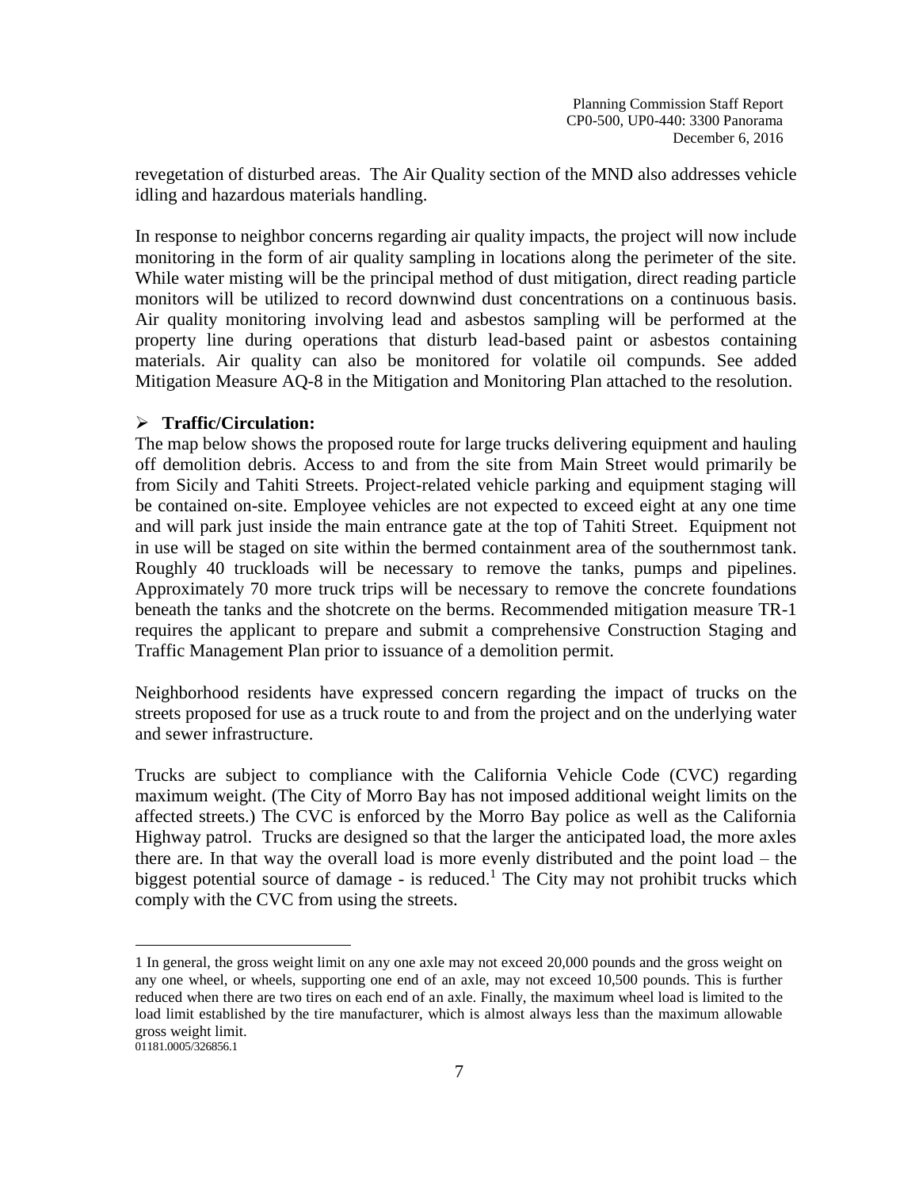revegetation of disturbed areas. The Air Quality section of the MND also addresses vehicle idling and hazardous materials handling.

In response to neighbor concerns regarding air quality impacts, the project will now include monitoring in the form of air quality sampling in locations along the perimeter of the site. While water misting will be the principal method of dust mitigation, direct reading particle monitors will be utilized to record downwind dust concentrations on a continuous basis. Air quality monitoring involving lead and asbestos sampling will be performed at the property line during operations that disturb lead-based paint or asbestos containing materials. Air quality can also be monitored for volatile oil compunds. See added Mitigation Measure AQ-8 in the Mitigation and Monitoring Plan attached to the resolution.

- **Traffic/Circulation:**

The map below shows the proposed route for large trucks delivering equipment and hauling off demolition debris. Access to and from the site from Main Street would primarily be from Sicily and Tahiti Streets. Project-related vehicle parking and equipment staging will be contained on-site. Employee vehicles are not expected to exceed eight at any one time and will park just inside the main entrance gate at the top of Tahiti Street. Equipment not in use will be staged on site within the bermed containment area of the southernmost tank. Roughly 40 truckloads will be necessary to remove the tanks, pumps and pipelines. Approximately 70 more truck trips will be necessary to remove the concrete foundations beneath the tanks and the shotcrete on the berms. Recommended mitigation measure TR-1 requires the applicant to prepare and submit a comprehensive Construction Staging and Traffic Management Plan prior to issuance of a demolition permit.

Neighborhood residents have expressed concern regarding the impact of trucks on the streets proposed for use as a truck route to and from the project and on the underlying water and sewer infrastructure.

Trucks are subject to compliance with the California Vehicle Code (CVC) regarding maximum weight. (The City of Morro Bay has not imposed additional weight limits on the affected streets.) The CVC is enforced by the Morro Bay police as well as the California Highway patrol. Trucks are designed so that the larger the anticipated load, the more axles there are. In that way the overall load is more evenly distributed and the point load – the biggest potential source of damage - is reduced.[1] The City may not prohibit trucks which comply with the CVC from using the streets.

---

1 In general, the gross weight limit on any one axle may not exceed 20,000 pounds and the gross weight on any one wheel, or wheels, supporting one end of an axle, may not exceed 10,500 pounds. This is further reduced when there are two tires on each end of an axle. Finally, the maximum wheel load is limited to the load limit established by the tire manufacturer, which is almost always less than the maximum allowable gross weight limit.

01181.0005/326856.1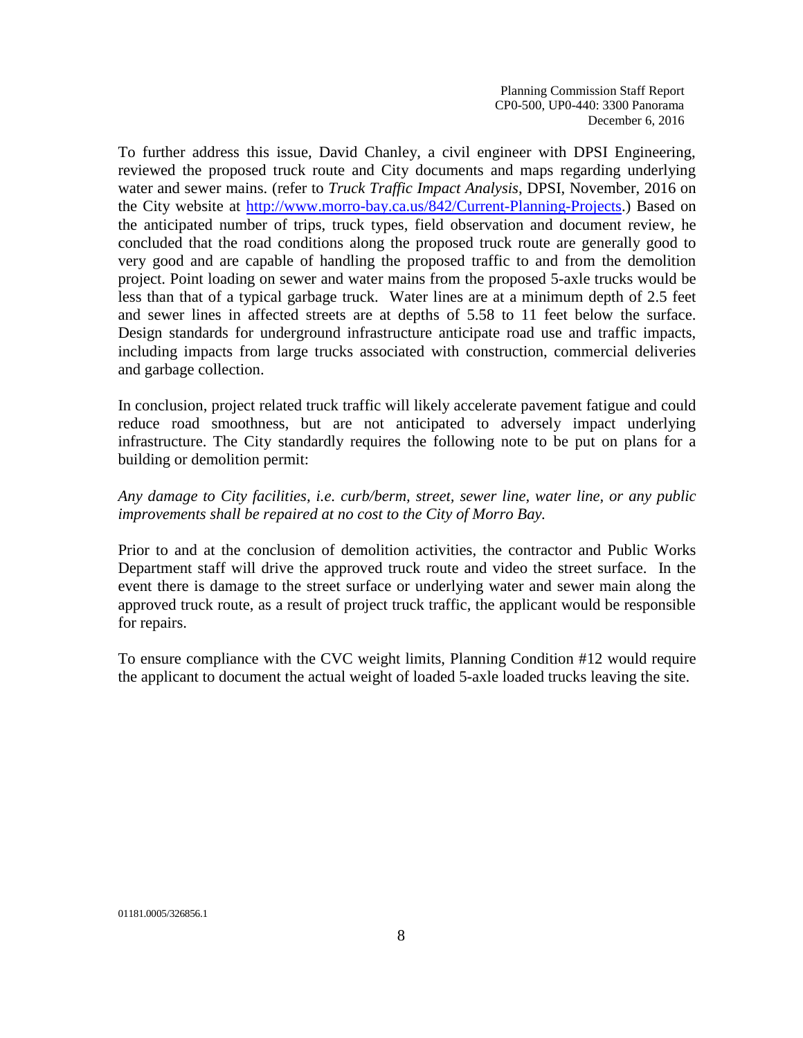To further address this issue, David Chanley, a civil engineer with DPSI Engineering, reviewed the proposed truck route and City documents and maps regarding underlying water and sewer mains. (refer to *Truck Traffic Impact Analysis*, DPSI, November, 2016 on the City website at [http://www.morro-bay.ca.us/842/Current-Planning-Projects](http://www.morro-bay.ca.us/842/Current-Planning-Projects).) Based on the anticipated number of trips, truck types, field observation and document review, he concluded that the road conditions along the proposed truck route are generally good to very good and are capable of handling the proposed traffic to and from the demolition project. Point loading on sewer and water mains from the proposed 5-axle trucks would be less than that of a typical garbage truck. Water lines are at a minimum depth of 2.5 feet and sewer lines in affected streets are at depths of 5.58 to 11 feet below the surface. Design standards for underground infrastructure anticipate road use and traffic impacts, including impacts from large trucks associated with construction, commercial deliveries and garbage collection.

In conclusion, project related truck traffic will likely accelerate pavement fatigue and could reduce road smoothness, but are not anticipated to adversely impact underlying infrastructure. The City standardly requires the following note to be put on plans for a building or demolition permit:

*Any damage to City facilities, i.e. curb/berm, street, sewer line, water line, or any public improvements shall be repaired at no cost to the City of Morro Bay.*

Prior to and at the conclusion of demolition activities, the contractor and Public Works Department staff will drive the approved truck route and video the street surface. In the event there is damage to the street surface or underlying water and sewer main along the approved truck route, as a result of project truck traffic, the applicant would be responsible for repairs.

To ensure compliance with the CVC weight limits, Planning Condition #12 would require the applicant to document the actual weight of loaded 5-axle loaded trucks leaving the site.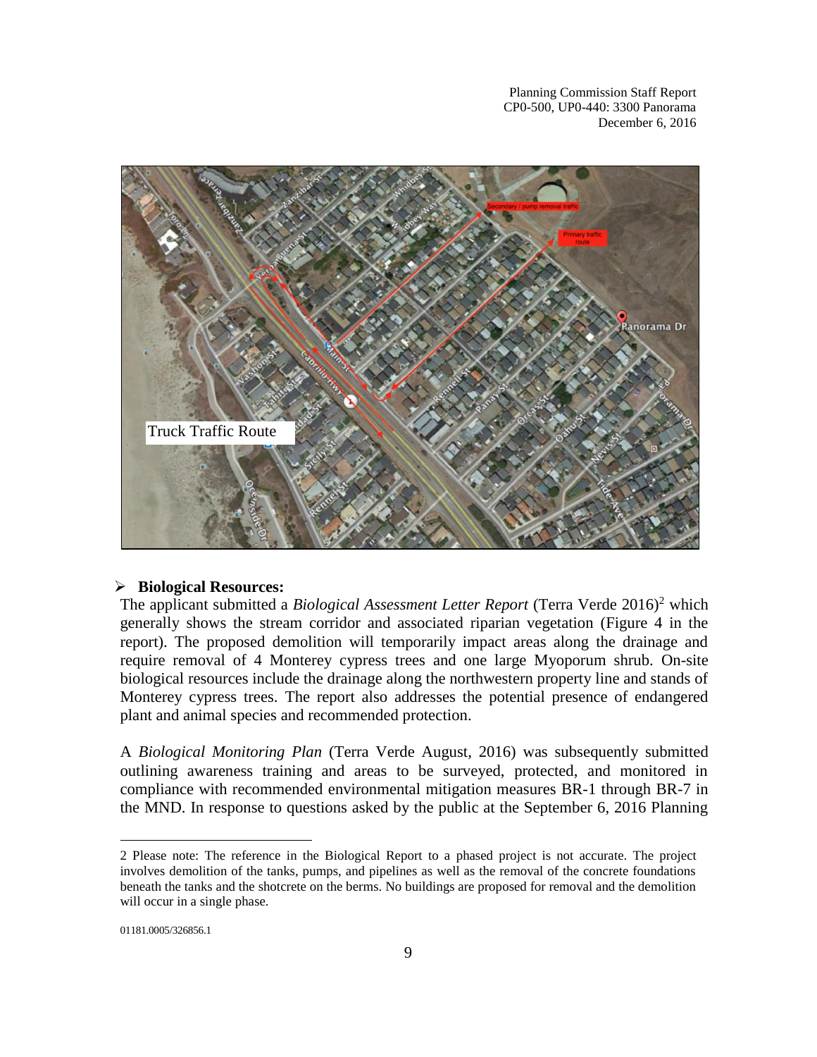Truck Traffic Route

- **Biological Resources:**

The applicant submitted a *Biological Assessment Letter Report* (Terra Verde 2016)[2] which generally shows the stream corridor and associated riparian vegetation (Figure 4 in the report). The proposed demolition will temporarily impact areas along the drainage and require removal of 4 Monterey cypress trees and one large Myoporum shrub. On-site biological resources include the drainage along the northwestern property line and stands of Monterey cypress trees. The report also addresses the potential presence of endangered plant and animal species and recommended protection.

A *Biological Monitoring Plan* (Terra Verde August, 2016) was subsequently submitted outlining awareness training and areas to be surveyed, protected, and monitored in compliance with recommended environmental mitigation measures BR-1 through BR-7 in the MND. In response to questions asked by the public at the September 6, 2016 Planning

---

2 Please note: The reference in the Biological Report to a phased project is not accurate. The project involves demolition of the tanks, pumps, and pipelines as well as the removal of the concrete foundations beneath the tanks and the shotcrete on the berms. No buildings are proposed for removal and the demolition will occur in a single phase.

01181.0005/326856.1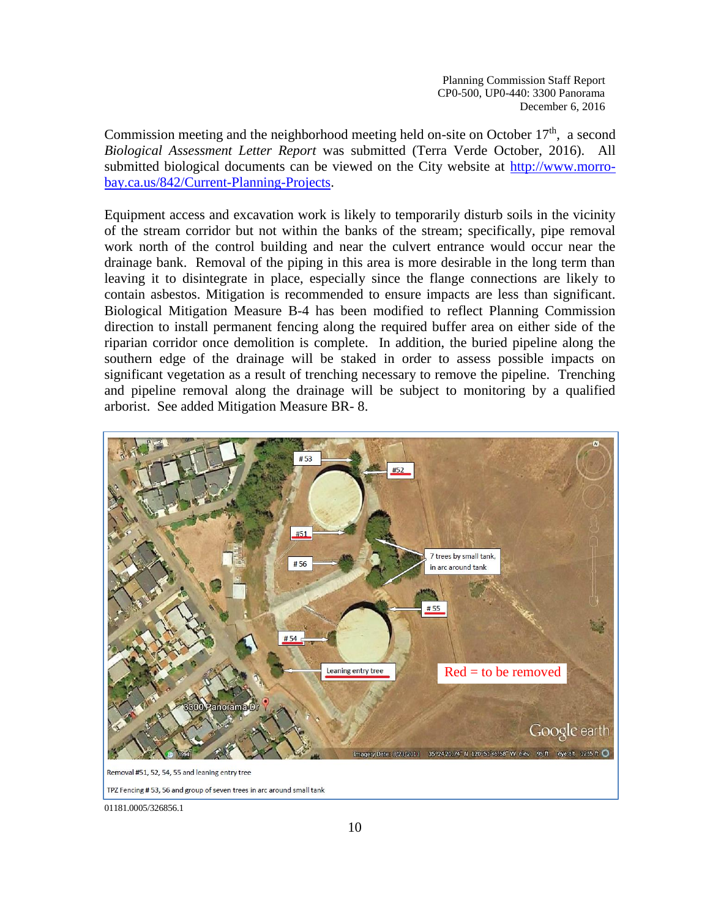Commission meeting and the neighborhood meeting held on-site on October 17th, a second *Biological Assessment Letter Report* was submitted (Terra Verde October, 2016). All submitted biological documents can be viewed on the City website at http://www.morro-bay.ca.us/842/Current-Planning-Projects.

Equipment access and excavation work is likely to temporarily disturb soils in the vicinity of the stream corridor but not within the banks of the stream; specifically, pipe removal work north of the control building and near the culvert entrance would occur near the drainage bank. Removal of the piping in this area is more desirable in the long term than leaving it to disintegrate in place, especially since the flange connections are likely to contain asbestos. Mitigation is recommended to ensure impacts are less than significant. Biological Mitigation Measure B-4 has been modified to reflect Planning Commission direction to install permanent fencing along the required buffer area on either side of the riparian corridor once demolition is complete. In addition, the buried pipeline along the southern edge of the drainage will be staked in order to assess possible impacts on significant vegetation as a result of trenching necessary to remove the pipeline. Trenching and pipeline removal along the drainage will be subject to monitoring by a qualified arborist. See added Mitigation Measure BR- 8.

Removal #51, 52, 54, 55 and leaning entry tree

TPZ Fencing # 53, 56 and group of seven trees in arc around small tank

01181.0005/326856.1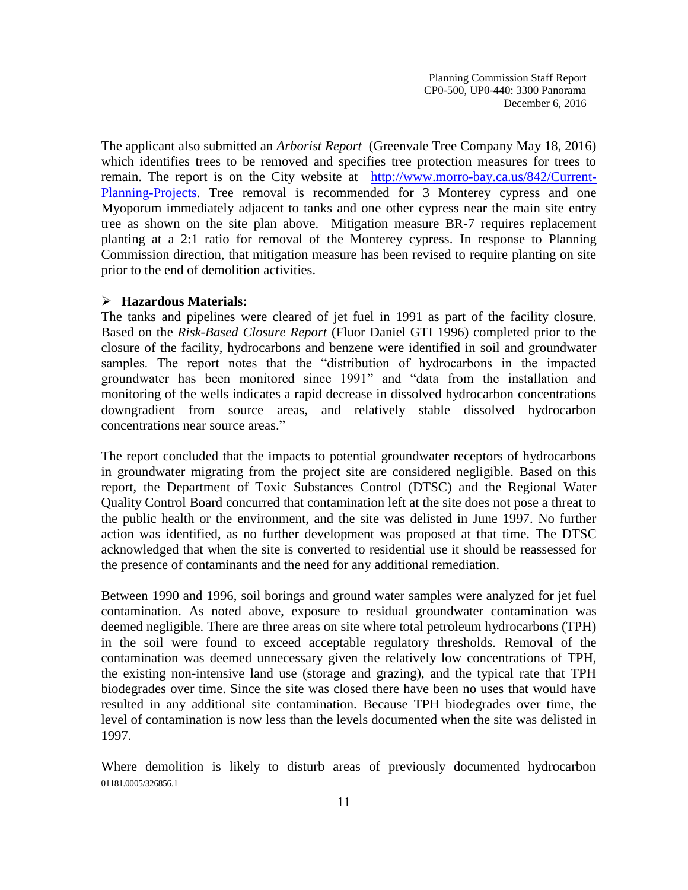The applicant also submitted an *Arborist Report* (Greenvale Tree Company May 18, 2016) which identifies trees to be removed and specifies tree protection measures for trees to remain. The report is on the City website at [http://www.morro-bay.ca.us/842/Current-Planning-Projects](http://www.morro-bay.ca.us/842/Current-Planning-Projects). Tree removal is recommended for 3 Monterey cypress and one Myoporum immediately adjacent to tanks and one other cypress near the main site entry tree as shown on the site plan above. Mitigation measure BR-7 requires replacement planting at a 2:1 ratio for removal of the Monterey cypress. In response to Planning Commission direction, that mitigation measure has been revised to require planting on site prior to the end of demolition activities.

- **Hazardous Materials:**

The tanks and pipelines were cleared of jet fuel in 1991 as part of the facility closure. Based on the *Risk-Based Closure Report* (Fluor Daniel GTI 1996) completed prior to the closure of the facility, hydrocarbons and benzene were identified in soil and groundwater samples. The report notes that the "distribution of hydrocarbons in the impacted groundwater has been monitored since 1991" and "data from the installation and monitoring of the wells indicates a rapid decrease in dissolved hydrocarbon concentrations downgradient from source areas, and relatively stable dissolved hydrocarbon concentrations near source areas."

The report concluded that the impacts to potential groundwater receptors of hydrocarbons in groundwater migrating from the project site are considered negligible. Based on this report, the Department of Toxic Substances Control (DTSC) and the Regional Water Quality Control Board concurred that contamination left at the site does not pose a threat to the public health or the environment, and the site was delisted in June 1997. No further action was identified, as no further development was proposed at that time. The DTSC acknowledged that when the site is converted to residential use it should be reassessed for the presence of contaminants and the need for any additional remediation.

Between 1990 and 1996, soil borings and ground water samples were analyzed for jet fuel contamination. As noted above, exposure to residual groundwater contamination was deemed negligible. There are three areas on site where total petroleum hydrocarbons (TPH) in the soil were found to exceed acceptable regulatory thresholds. Removal of the contamination was deemed unnecessary given the relatively low concentrations of TPH, the existing non-intensive land use (storage and grazing), and the typical rate that TPH biodegrades over time. Since the site was closed there have been no uses that would have resulted in any additional site contamination. Because TPH biodegrades over time, the level of contamination is now less than the levels documented when the site was delisted in 1997.

Where demolition is likely to disturb areas of previously documented hydrocarbon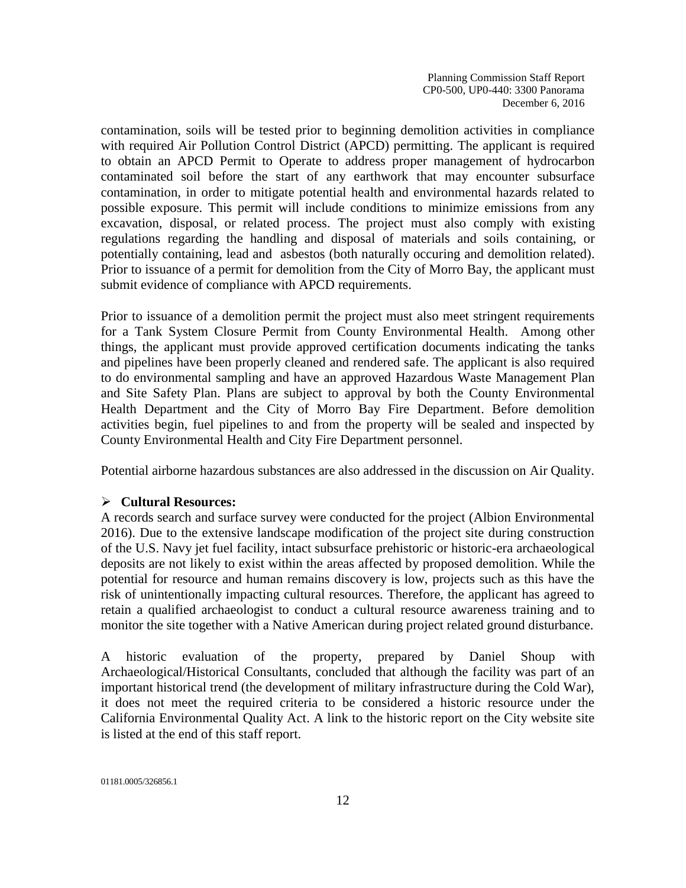contamination, soils will be tested prior to beginning demolition activities in compliance with required Air Pollution Control District (APCD) permitting. The applicant is required to obtain an APCD Permit to Operate to address proper management of hydrocarbon contaminated soil before the start of any earthwork that may encounter subsurface contamination, in order to mitigate potential health and environmental hazards related to possible exposure. This permit will include conditions to minimize emissions from any excavation, disposal, or related process. The project must also comply with existing regulations regarding the handling and disposal of materials and soils containing, or potentially containing, lead and asbestos (both naturally occuring and demolition related). Prior to issuance of a permit for demolition from the City of Morro Bay, the applicant must submit evidence of compliance with APCD requirements.

Prior to issuance of a demolition permit the project must also meet stringent requirements for a Tank System Closure Permit from County Environmental Health. Among other things, the applicant must provide approved certification documents indicating the tanks and pipelines have been properly cleaned and rendered safe. The applicant is also required to do environmental sampling and have an approved Hazardous Waste Management Plan and Site Safety Plan. Plans are subject to approval by both the County Environmental Health Department and the City of Morro Bay Fire Department. Before demolition activities begin, fuel pipelines to and from the property will be sealed and inspected by County Environmental Health and City Fire Department personnel.

Potential airborne hazardous substances are also addressed in the discussion on Air Quality.

- **Cultural Resources:**

A records search and surface survey were conducted for the project (Albion Environmental 2016). Due to the extensive landscape modification of the project site during construction of the U.S. Navy jet fuel facility, intact subsurface prehistoric or historic-era archaeological deposits are not likely to exist within the areas affected by proposed demolition. While the potential for resource and human remains discovery is low, projects such as this have the risk of unintentionally impacting cultural resources. Therefore, the applicant has agreed to retain a qualified archaeologist to conduct a cultural resource awareness training and to monitor the site together with a Native American during project related ground disturbance.

A historic evaluation of the property, prepared by Daniel Shoup with Archaeological/Historical Consultants, concluded that although the facility was part of an important historical trend (the development of military infrastructure during the Cold War), it does not meet the required criteria to be considered a historic resource under the California Environmental Quality Act. A link to the historic report on the City website site is listed at the end of this staff report.

01181.0005/326856.1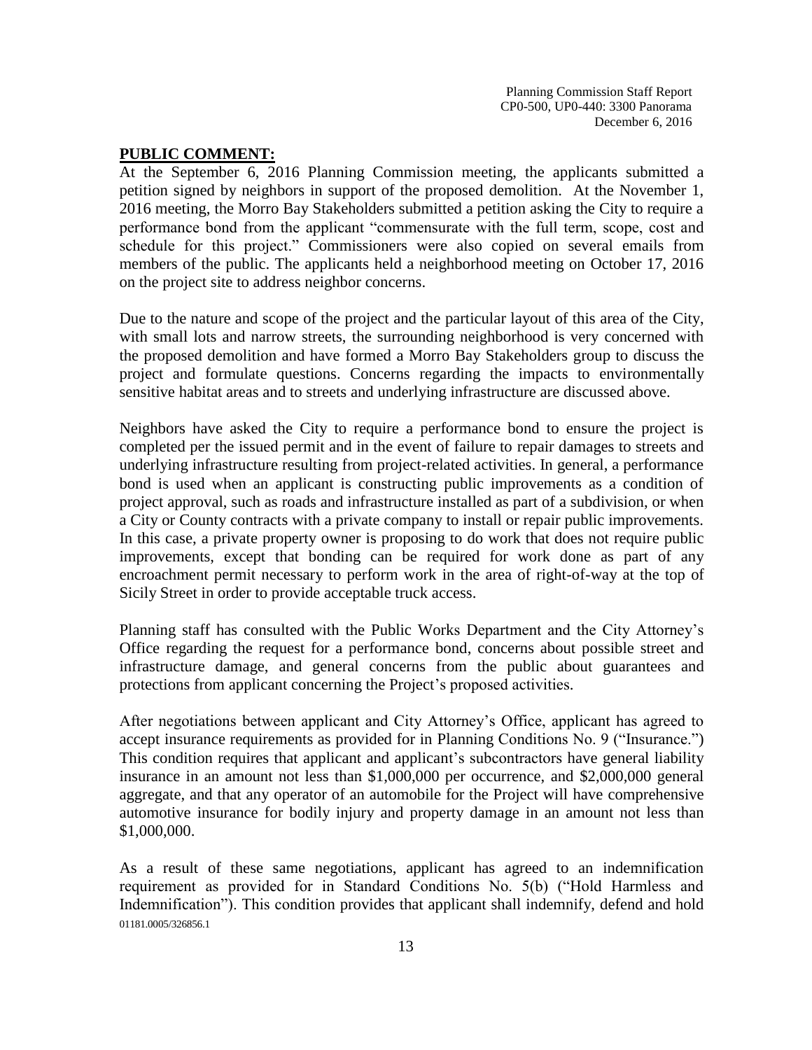**PUBLIC COMMENT:**

At the September 6, 2016 Planning Commission meeting, the applicants submitted a petition signed by neighbors in support of the proposed demolition. At the November 1, 2016 meeting, the Morro Bay Stakeholders submitted a petition asking the City to require a performance bond from the applicant "commensurate with the full term, scope, cost and schedule for this project." Commissioners were also copied on several emails from members of the public. The applicants held a neighborhood meeting on October 17, 2016 on the project site to address neighbor concerns.

Due to the nature and scope of the project and the particular layout of this area of the City, with small lots and narrow streets, the surrounding neighborhood is very concerned with the proposed demolition and have formed a Morro Bay Stakeholders group to discuss the project and formulate questions. Concerns regarding the impacts to environmentally sensitive habitat areas and to streets and underlying infrastructure are discussed above.

Neighbors have asked the City to require a performance bond to ensure the project is completed per the issued permit and in the event of failure to repair damages to streets and underlying infrastructure resulting from project-related activities. In general, a performance bond is used when an applicant is constructing public improvements as a condition of project approval, such as roads and infrastructure installed as part of a subdivision, or when a City or County contracts with a private company to install or repair public improvements. In this case, a private property owner is proposing to do work that does not require public improvements, except that bonding can be required for work done as part of any encroachment permit necessary to perform work in the area of right-of-way at the top of Sicily Street in order to provide acceptable truck access.

Planning staff has consulted with the Public Works Department and the City Attorney's Office regarding the request for a performance bond, concerns about possible street and infrastructure damage, and general concerns from the public about guarantees and protections from applicant concerning the Project's proposed activities.

After negotiations between applicant and City Attorney's Office, applicant has agreed to accept insurance requirements as provided for in Planning Conditions No. 9 ("Insurance.") This condition requires that applicant and applicant's subcontractors have general liability insurance in an amount not less than $1,000,000 per occurrence, and $2,000,000 general aggregate, and that any operator of an automobile for the Project will have comprehensive automotive insurance for bodily injury and property damage in an amount not less than $1,000,000.

As a result of these same negotiations, applicant has agreed to an indemnification requirement as provided for in Standard Conditions No. 5(b) ("Hold Harmless and Indemnification"). This condition provides that applicant shall indemnify, defend and hold

01181.0005/326856.1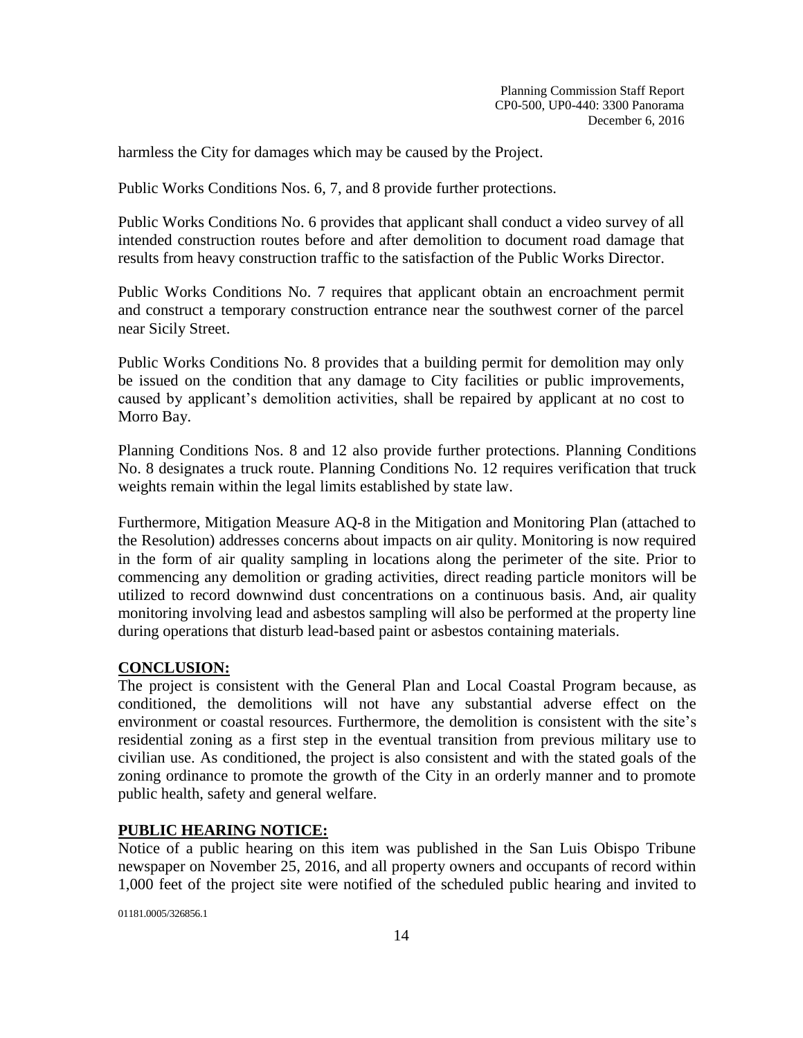harmless the City for damages which may be caused by the Project.

Public Works Conditions Nos. 6, 7, and 8 provide further protections.

Public Works Conditions No. 6 provides that applicant shall conduct a video survey of all intended construction routes before and after demolition to document road damage that results from heavy construction traffic to the satisfaction of the Public Works Director.

Public Works Conditions No. 7 requires that applicant obtain an encroachment permit and construct a temporary construction entrance near the southwest corner of the parcel near Sicily Street.

Public Works Conditions No. 8 provides that a building permit for demolition may only be issued on the condition that any damage to City facilities or public improvements, caused by applicant's demolition activities, shall be repaired by applicant at no cost to Morro Bay.

Planning Conditions Nos. 8 and 12 also provide further protections. Planning Conditions No. 8 designates a truck route. Planning Conditions No. 12 requires verification that truck weights remain within the legal limits established by state law.

Furthermore, Mitigation Measure AQ-8 in the Mitigation and Monitoring Plan (attached to the Resolution) addresses concerns about impacts on air qulity. Monitoring is now required in the form of air quality sampling in locations along the perimeter of the site. Prior to commencing any demolition or grading activities, direct reading particle monitors will be utilized to record downwind dust concentrations on a continuous basis. And, air quality monitoring involving lead and asbestos sampling will also be performed at the property line during operations that disturb lead-based paint or asbestos containing materials.

**CONCLUSION:**

The project is consistent with the General Plan and Local Coastal Program because, as conditioned, the demolitions will not have any substantial adverse effect on the environment or coastal resources. Furthermore, the demolition is consistent with the site's residential zoning as a first step in the eventual transition from previous military use to civilian use. As conditioned, the project is also consistent and with the stated goals of the zoning ordinance to promote the growth of the City in an orderly manner and to promote public health, safety and general welfare.

**PUBLIC HEARING NOTICE:**

Notice of a public hearing on this item was published in the San Luis Obispo Tribune newspaper on November 25, 2016, and all property owners and occupants of record within 1,000 feet of the project site were notified of the scheduled public hearing and invited to

01181.0005/326856.1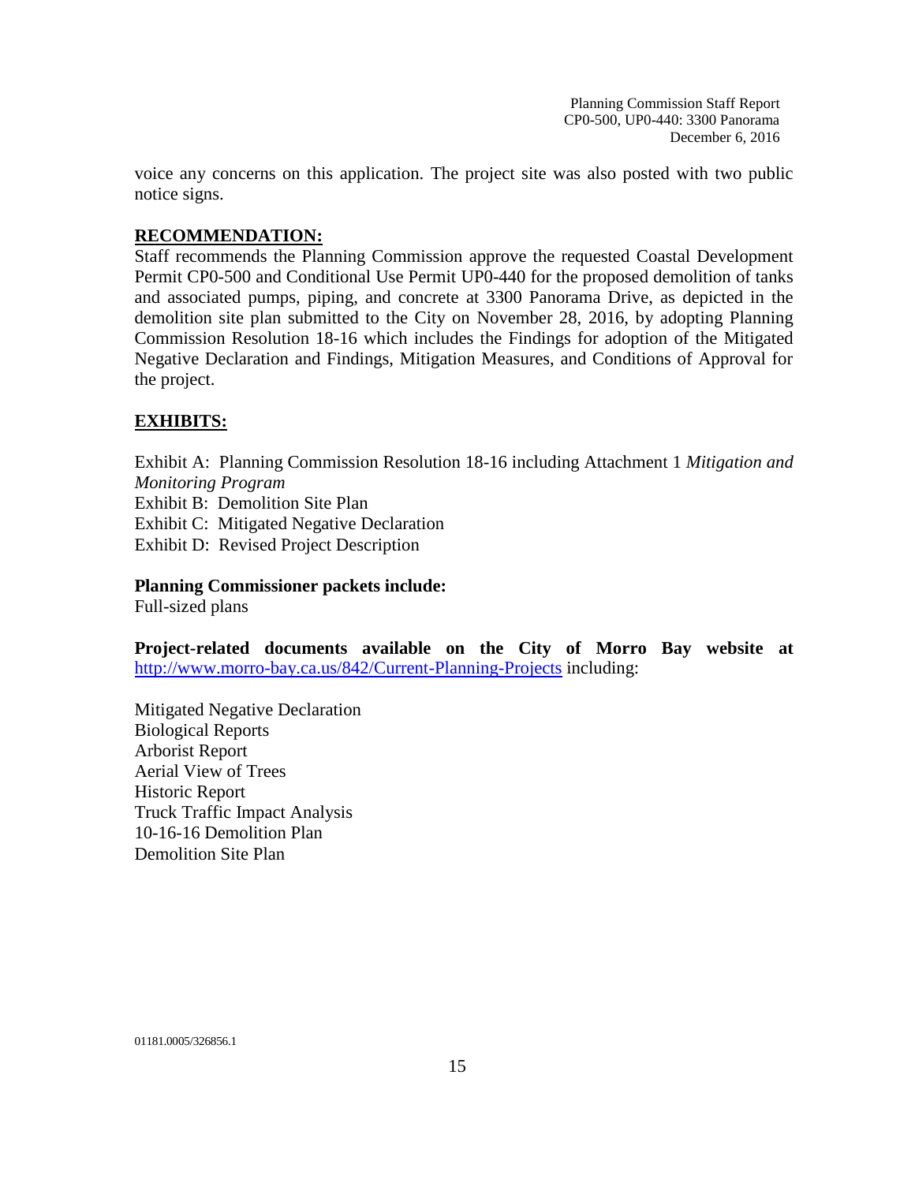voice any concerns on this application. The project site was also posted with two public notice signs.

## RECOMMENDATION:

Staff recommends the Planning Commission approve the requested Coastal Development Permit CP0-500 and Conditional Use Permit UP0-440 for the proposed demolition of tanks and associated pumps, piping, and concrete at 3300 Panorama Drive, as depicted in the demolition site plan submitted to the City on November 28, 2016, by adopting Planning Commission Resolution 18-16 which includes the Findings for adoption of the Mitigated Negative Declaration and Findings, Mitigation Measures, and Conditions of Approval for the project.

## EXHIBITS:

Exhibit A: Planning Commission Resolution 18-16 including Attachment 1 *Mitigation and Monitoring Program*
Exhibit B: Demolition Site Plan
Exhibit C: Mitigated Negative Declaration
Exhibit D: Revised Project Description

**Planning Commissioner packets include:**
Full-sized plans

**Project-related documents available on the City of Morro Bay website at** http://www.morro-bay.ca.us/842/Current-Planning-Projects including:

Mitigated Negative Declaration
Biological Reports
Arborist Report
Aerial View of Trees
Historic Report
Truck Traffic Impact Analysis
10-16-16 Demolition Plan
Demolition Site Plan

01181.0005/326856.1